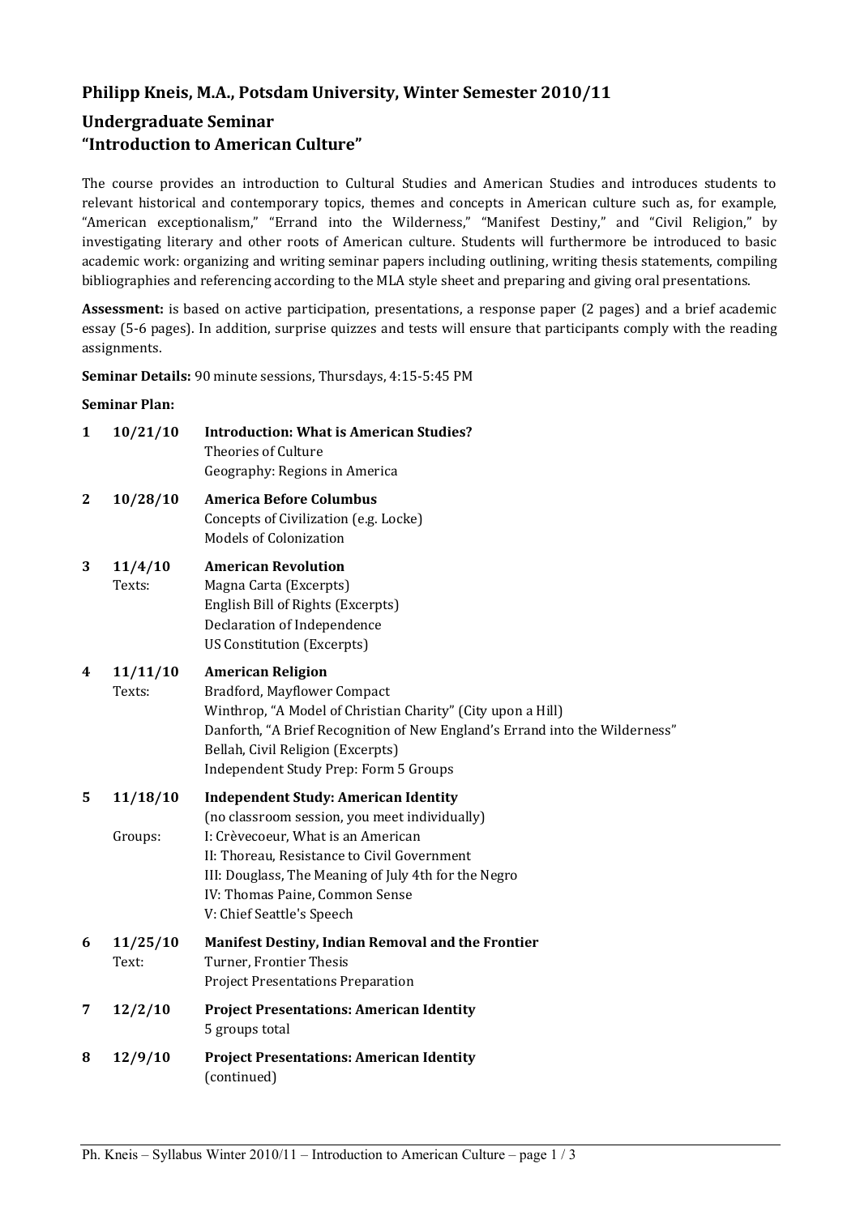## Philipp Kneis, M.A., Potsdam University, Winter Semester 2010/11

## Undergraduate Seminar
## "Introduction to American Culture"

The course provides an introduction to Cultural Studies and American Studies and introduces students to relevant historical and contemporary topics, themes and concepts in American culture such as, for example, "American exceptionalism," "Errand into the Wilderness," "Manifest Destiny," and "Civil Religion," by investigating literary and other roots of American culture. Students will furthermore be introduced to basic academic work: organizing and writing seminar papers including outlining, writing thesis statements, compiling bibliographies and referencing according to the MLA style sheet and preparing and giving oral presentations.

**Assessment:** is based on active participation, presentations, a response paper (2 pages) and a brief academic essay (5-6 pages). In addition, surprise quizzes and tests will ensure that participants comply with the reading assignments.

**Seminar Details:** 90 minute sessions, Thursdays, 4:15-5:45 PM

**Seminar Plan:**

**1 10/21/10 Introduction: What is American Studies?**
Theories of Culture
Geography: Regions in America

**2 10/28/10 America Before Columbus**
Concepts of Civilization (e.g. Locke)
Models of Colonization

**3 11/4/10 American Revolution**
Texts:
Magna Carta (Excerpts)
English Bill of Rights (Excerpts)
Declaration of Independence
US Constitution (Excerpts)

**4 11/11/10 American Religion**
Texts:
Bradford, Mayflower Compact
Winthrop, "A Model of Christian Charity" (City upon a Hill)
Danforth, "A Brief Recognition of New England's Errand into the Wilderness"
Bellah, Civil Religion (Excerpts)
Independent Study Prep: Form 5 Groups

**5 11/18/10 Independent Study: American Identity**
(no classroom session, you meet individually)
Groups:
I: Crèvecoeur, What is an American
II: Thoreau, Resistance to Civil Government
III: Douglass, The Meaning of July 4th for the Negro
IV: Thomas Paine, Common Sense
V: Chief Seattle's Speech

**6 11/25/10 Manifest Destiny, Indian Removal and the Frontier**
Text:
Turner, Frontier Thesis
Project Presentations Preparation

**7 12/2/10 Project Presentations: American Identity**
5 groups total

**8 12/9/10 Project Presentations: American Identity**
(continued)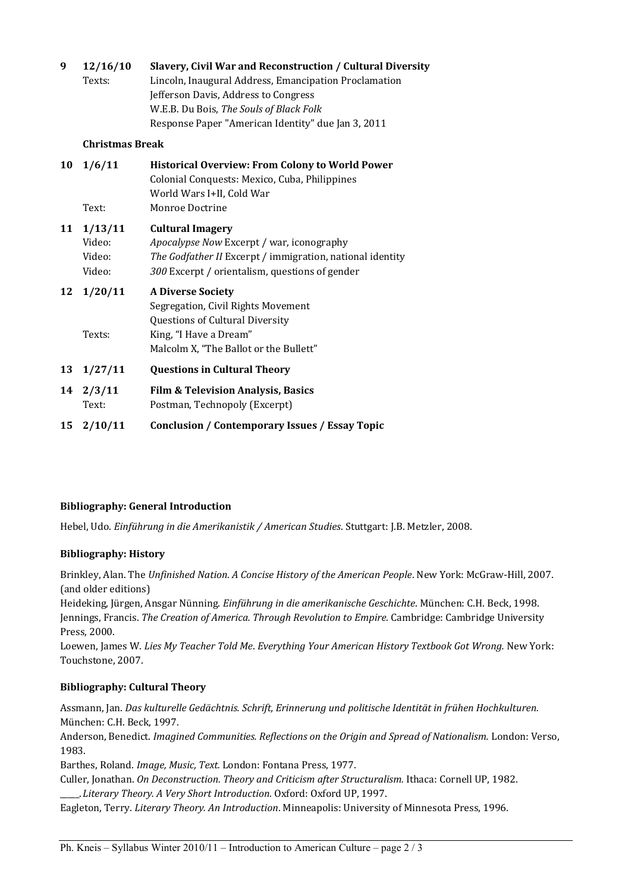| | | |
|---|---|---|
| **9** | **12/16/10** | **Slavery, Civil War and Reconstruction / Cultural Diversity** |
| | Texts: | Lincoln, Inaugural Address, Emancipation Proclamation |
| | | Jefferson Davis, Address to Congress |
| | | W.E.B. Du Bois, *The Souls of Black Folk* |
| | | Response Paper "American Identity" due Jan 3, 2011 |
| | **Christmas Break** | |
| **10** | **1/6/11** | **Historical Overview: From Colony to World Power** |
| | | Colonial Conquests: Mexico, Cuba, Philippines |
| | | World Wars I+II, Cold War |
| | Text: | Monroe Doctrine |
| **11** | **1/13/11** | **Cultural Imagery** |
| | Video: | *Apocalypse Now* Excerpt / war, iconography |
| | Video: | *The Godfather II* Excerpt / immigration, national identity |
| | Video: | *300* Excerpt / orientalism, questions of gender |
| **12** | **1/20/11** | **A Diverse Society** |
| | | Segregation, Civil Rights Movement |
| | | Questions of Cultural Diversity |
| | Texts: | King, "I Have a Dream" |
| | | Malcolm X, "The Ballot or the Bullett" |
| **13** | **1/27/11** | **Questions in Cultural Theory** |
| **14** | **2/3/11** | **Film & Television Analysis, Basics** |
| | Text: | Postman, Technopoly (Excerpt) |
| **15** | **2/10/11** | **Conclusion / Contemporary Issues / Essay Topic** |

**Bibliography: General Introduction**

Hebel, Udo. *Einführung in die Amerikanistik / American Studies*. Stuttgart: J.B. Metzler, 2008.

**Bibliography: History**

Brinkley, Alan. The *Unfinished Nation. A Concise History of the American People*. New York: McGraw-Hill, 2007. (and older editions)

Heideking, Jürgen, Ansgar Nünning. *Einführung in die amerikanische Geschichte*. München: C.H. Beck, 1998.

Jennings, Francis. *The Creation of America. Through Revolution to Empire.* Cambridge: Cambridge University Press, 2000.

Loewen, James W. *Lies My Teacher Told Me. Everything Your American History Textbook Got Wrong.* New York: Touchstone, 2007.

**Bibliography: Cultural Theory**

Assmann, Jan. *Das kulturelle Gedächtnis. Schrift, Erinnerung und politische Identität in frühen Hochkulturen.* München: C.H. Beck, 1997.

Anderson, Benedict. *Imagined Communities. Reflections on the Origin and Spread of Nationalism.* London: Verso, 1983.

Barthes, Roland. *Image, Music, Text.* London: Fontana Press, 1977.

Culler, Jonathan. *On Deconstruction. Theory and Criticism after Structuralism.* Ithaca: Cornell UP, 1982.

_____. *Literary Theory. A Very Short Introduction.* Oxford: Oxford UP, 1997.

Eagleton, Terry. *Literary Theory. An Introduction*. Minneapolis: University of Minnesota Press, 1996.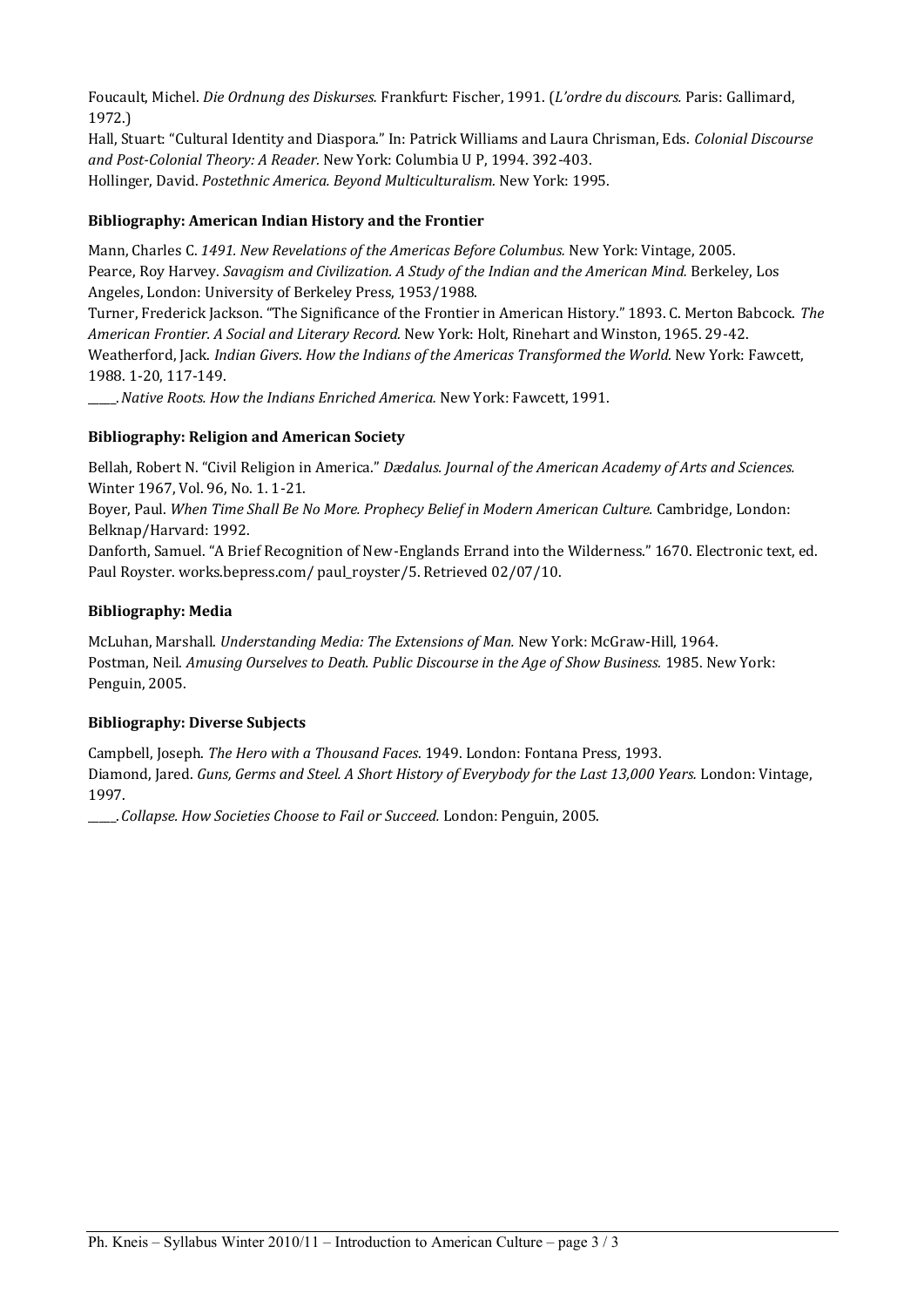Foucault, Michel. *Die Ordnung des Diskurses.* Frankfurt: Fischer, 1991. (*L'ordre du discours.* Paris: Gallimard, 1972.)
Hall, Stuart: "Cultural Identity and Diaspora." In: Patrick Williams and Laura Chrisman, Eds. *Colonial Discourse and Post-Colonial Theory: A Reader.* New York: Columbia U P, 1994. 392-403.
Hollinger, David. *Postethnic America. Beyond Multiculturalism.* New York: 1995.

**Bibliography: American Indian History and the Frontier**

Mann, Charles C. *1491. New Revelations of the Americas Before Columbus.* New York: Vintage, 2005.
Pearce, Roy Harvey. *Savagism and Civilization. A Study of the Indian and the American Mind.* Berkeley, Los Angeles, London: University of Berkeley Press, 1953/1988.
Turner, Frederick Jackson. "The Significance of the Frontier in American History." 1893. C. Merton Babcock. *The American Frontier. A Social and Literary Record.* New York: Holt, Rinehart and Winston, 1965. 29-42.
Weatherford, Jack. *Indian Givers. How the Indians of the Americas Transformed the World.* New York: Fawcett, 1988. 1-20, 117-149.
_____. *Native Roots. How the Indians Enriched America.* New York: Fawcett, 1991.

**Bibliography: Religion and American Society**

Bellah, Robert N. "Civil Religion in America." *Dædalus. Journal of the American Academy of Arts and Sciences.* Winter 1967, Vol. 96, No. 1. 1-21.
Boyer, Paul. *When Time Shall Be No More. Prophecy Belief in Modern American Culture.* Cambridge, London: Belknap/Harvard: 1992.
Danforth, Samuel. "A Brief Recognition of New-Englands Errand into the Wilderness." 1670. Electronic text, ed. Paul Royster. works.bepress.com/ paul_royster/5. Retrieved 02/07/10.

**Bibliography: Media**

McLuhan, Marshall. *Understanding Media: The Extensions of Man.* New York: McGraw-Hill, 1964.
Postman, Neil. *Amusing Ourselves to Death. Public Discourse in the Age of Show Business.* 1985. New York: Penguin, 2005.

**Bibliography: Diverse Subjects**

Campbell, Joseph. *The Hero with a Thousand Faces*. 1949. London: Fontana Press, 1993.
Diamond, Jared. *Guns, Germs and Steel. A Short History of Everybody for the Last 13,000 Years.* London: Vintage, 1997.
_____. *Collapse. How Societies Choose to Fail or Succeed.* London: Penguin, 2005.